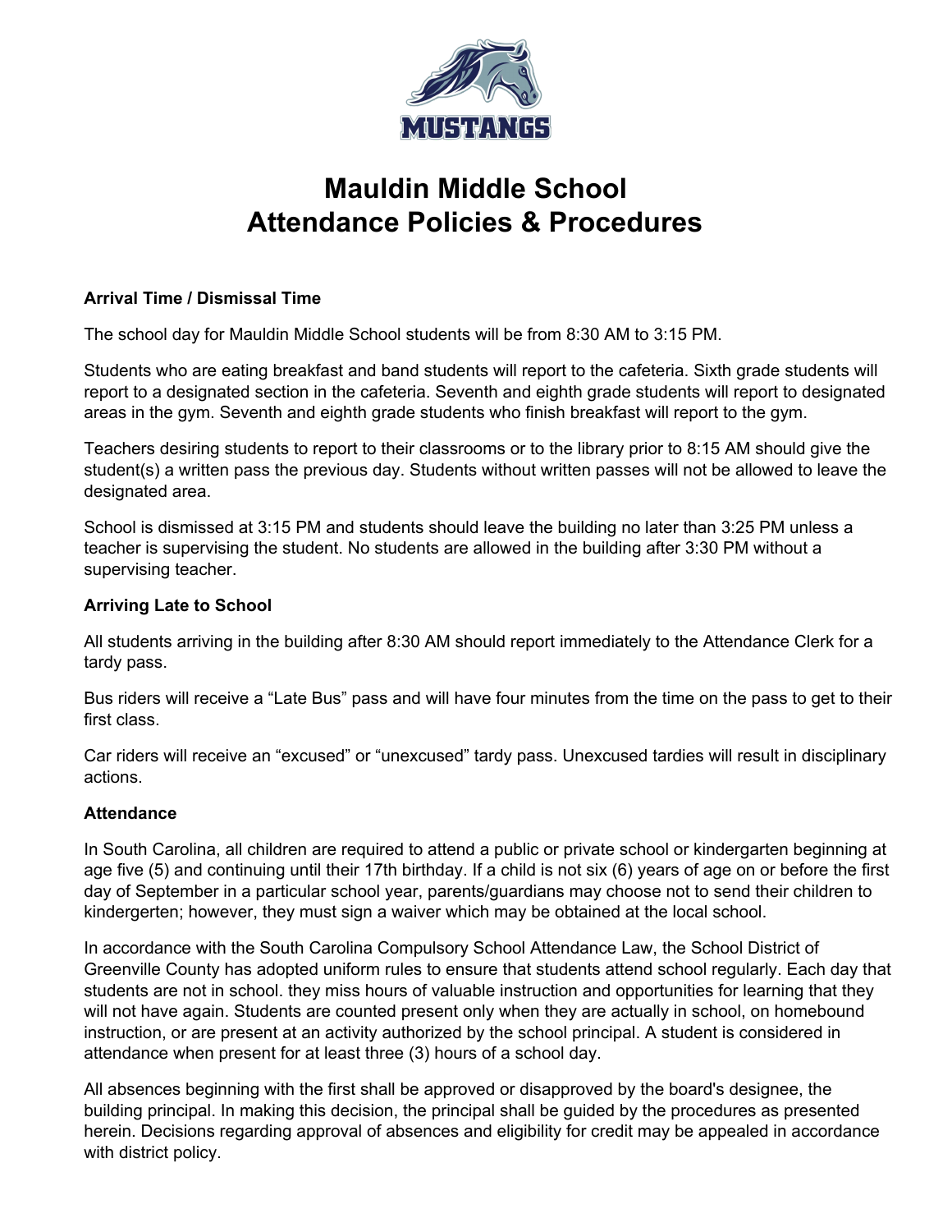# Mauldin Middle School
# Attendance Policies & Procedures

**Arrival Time / Dismissal Time**

The school day for Mauldin Middle School students will be from 8:30 AM to 3:15 PM.

Students who are eating breakfast and band students will report to the cafeteria. Sixth grade students will report to a designated section in the cafeteria. Seventh and eighth grade students will report to designated areas in the gym. Seventh and eighth grade students who finish breakfast will report to the gym.

Teachers desiring students to report to their classrooms or to the library prior to 8:15 AM should give the student(s) a written pass the previous day. Students without written passes will not be allowed to leave the designated area.

School is dismissed at 3:15 PM and students should leave the building no later than 3:25 PM unless a teacher is supervising the student. No students are allowed in the building after 3:30 PM without a supervising teacher.

**Arriving Late to School**

All students arriving in the building after 8:30 AM should report immediately to the Attendance Clerk for a tardy pass.

Bus riders will receive a "Late Bus" pass and will have four minutes from the time on the pass to get to their first class.

Car riders will receive an "excused" or "unexcused" tardy pass. Unexcused tardies will result in disciplinary actions.

**Attendance**

In South Carolina, all children are required to attend a public or private school or kindergarten beginning at age five (5) and continuing until their 17th birthday. If a child is not six (6) years of age on or before the first day of September in a particular school year, parents/guardians may choose not to send their children to kindergerten; however, they must sign a waiver which may be obtained at the local school.

In accordance with the South Carolina Compulsory School Attendance Law, the School District of Greenville County has adopted uniform rules to ensure that students attend school regularly. Each day that students are not in school. they miss hours of valuable instruction and opportunities for learning that they will not have again. Students are counted present only when they are actually in school, on homebound instruction, or are present at an activity authorized by the school principal. A student is considered in attendance when present for at least three (3) hours of a school day.

All absences beginning with the first shall be approved or disapproved by the board's designee, the building principal. In making this decision, the principal shall be guided by the procedures as presented herein. Decisions regarding approval of absences and eligibility for credit may be appealed in accordance with district policy.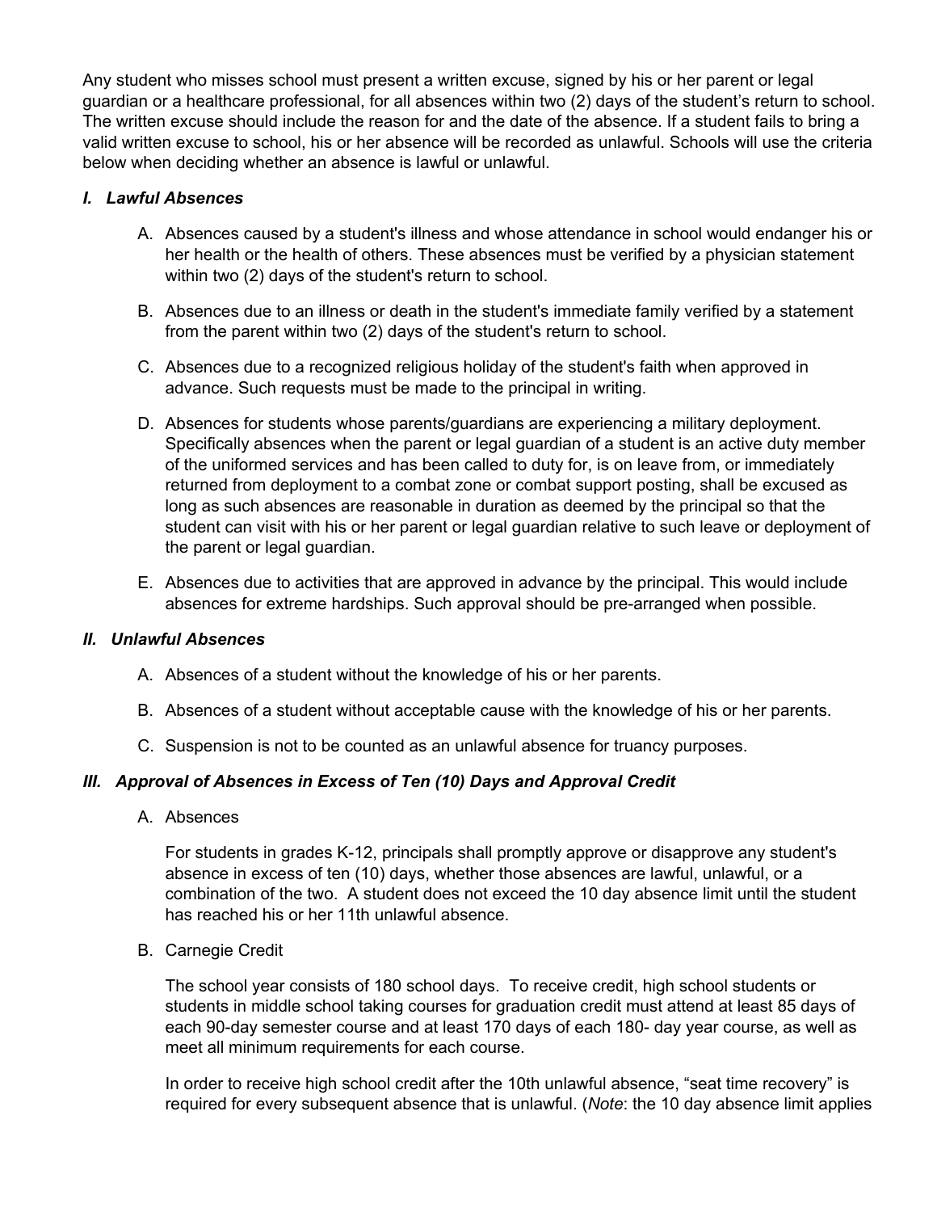Any student who misses school must present a written excuse, signed by his or her parent or legal guardian or a healthcare professional, for all absences within two (2) days of the student's return to school. The written excuse should include the reason for and the date of the absence. If a student fails to bring a valid written excuse to school, his or her absence will be recorded as unlawful. Schools will use the criteria below when deciding whether an absence is lawful or unlawful.

### *I. Lawful Absences*

A. Absences caused by a student's illness and whose attendance in school would endanger his or her health or the health of others. These absences must be verified by a physician statement within two (2) days of the student's return to school.

B. Absences due to an illness or death in the student's immediate family verified by a statement from the parent within two (2) days of the student's return to school.

C. Absences due to a recognized religious holiday of the student's faith when approved in advance. Such requests must be made to the principal in writing.

D. Absences for students whose parents/guardians are experiencing a military deployment. Specifically absences when the parent or legal guardian of a student is an active duty member of the uniformed services and has been called to duty for, is on leave from, or immediately returned from deployment to a combat zone or combat support posting, shall be excused as long as such absences are reasonable in duration as deemed by the principal so that the student can visit with his or her parent or legal guardian relative to such leave or deployment of the parent or legal guardian.

E. Absences due to activities that are approved in advance by the principal. This would include absences for extreme hardships. Such approval should be pre-arranged when possible.

### *II. Unlawful Absences*

A. Absences of a student without the knowledge of his or her parents.

B. Absences of a student without acceptable cause with the knowledge of his or her parents.

C. Suspension is not to be counted as an unlawful absence for truancy purposes.

### *III. Approval of Absences in Excess of Ten (10) Days and Approval Credit*

A. Absences

For students in grades K-12, principals shall promptly approve or disapprove any student's absence in excess of ten (10) days, whether those absences are lawful, unlawful, or a combination of the two. A student does not exceed the 10 day absence limit until the student has reached his or her 11th unlawful absence.

B. Carnegie Credit

The school year consists of 180 school days. To receive credit, high school students or students in middle school taking courses for graduation credit must attend at least 85 days of each 90-day semester course and at least 170 days of each 180- day year course, as well as meet all minimum requirements for each course.

In order to receive high school credit after the 10th unlawful absence, "seat time recovery" is required for every subsequent absence that is unlawful. (*Note*: the 10 day absence limit applies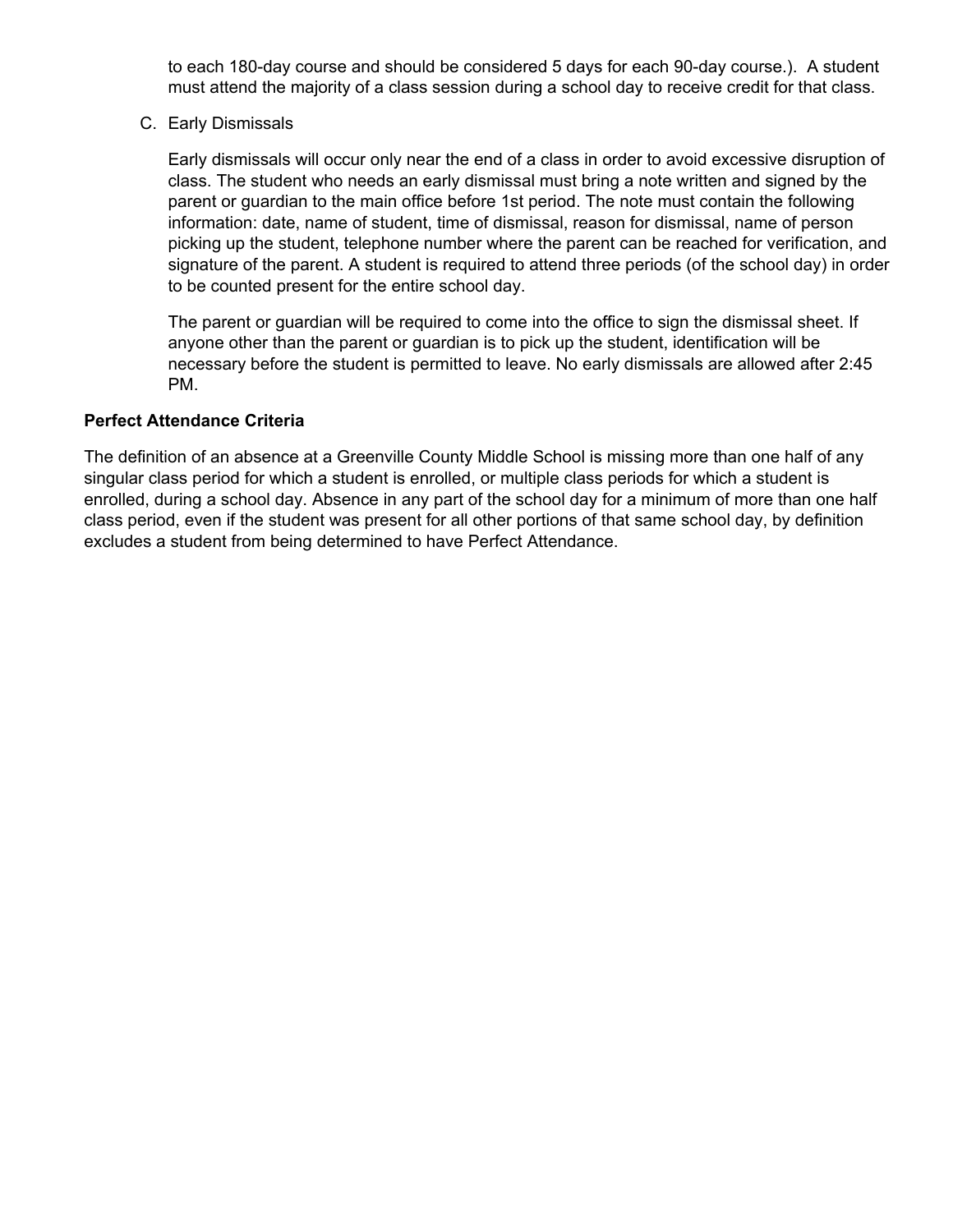to each 180-day course and should be considered 5 days for each 90-day course.). A student must attend the majority of a class session during a school day to receive credit for that class.

C. Early Dismissals

Early dismissals will occur only near the end of a class in order to avoid excessive disruption of class. The student who needs an early dismissal must bring a note written and signed by the parent or guardian to the main office before 1st period. The note must contain the following information: date, name of student, time of dismissal, reason for dismissal, name of person picking up the student, telephone number where the parent can be reached for verification, and signature of the parent. A student is required to attend three periods (of the school day) in order to be counted present for the entire school day.

The parent or guardian will be required to come into the office to sign the dismissal sheet. If anyone other than the parent or guardian is to pick up the student, identification will be necessary before the student is permitted to leave. No early dismissals are allowed after 2:45 PM.

**Perfect Attendance Criteria**

The definition of an absence at a Greenville County Middle School is missing more than one half of any singular class period for which a student is enrolled, or multiple class periods for which a student is enrolled, during a school day. Absence in any part of the school day for a minimum of more than one half class period, even if the student was present for all other portions of that same school day, by definition excludes a student from being determined to have Perfect Attendance.